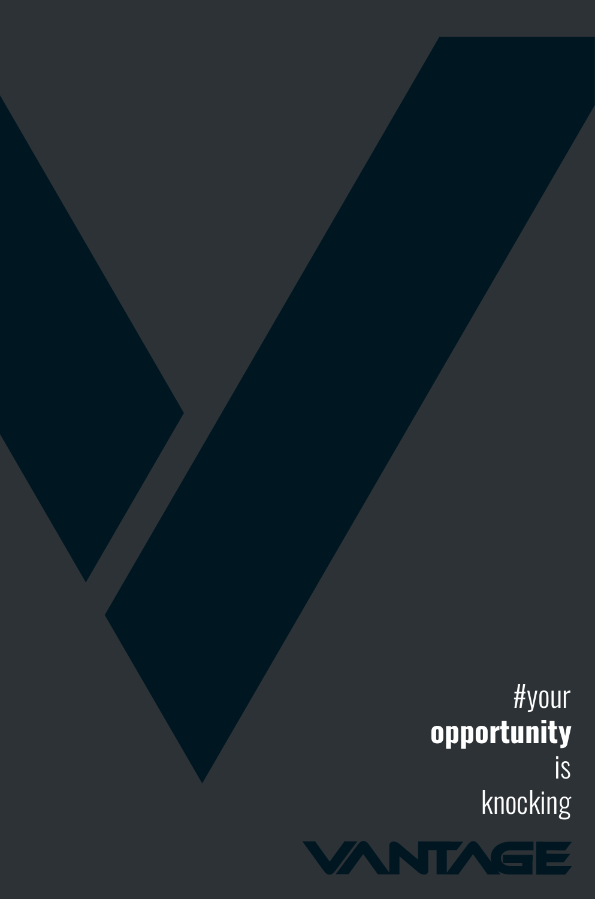#your
**opportunity**
is
knocking

VANTAGE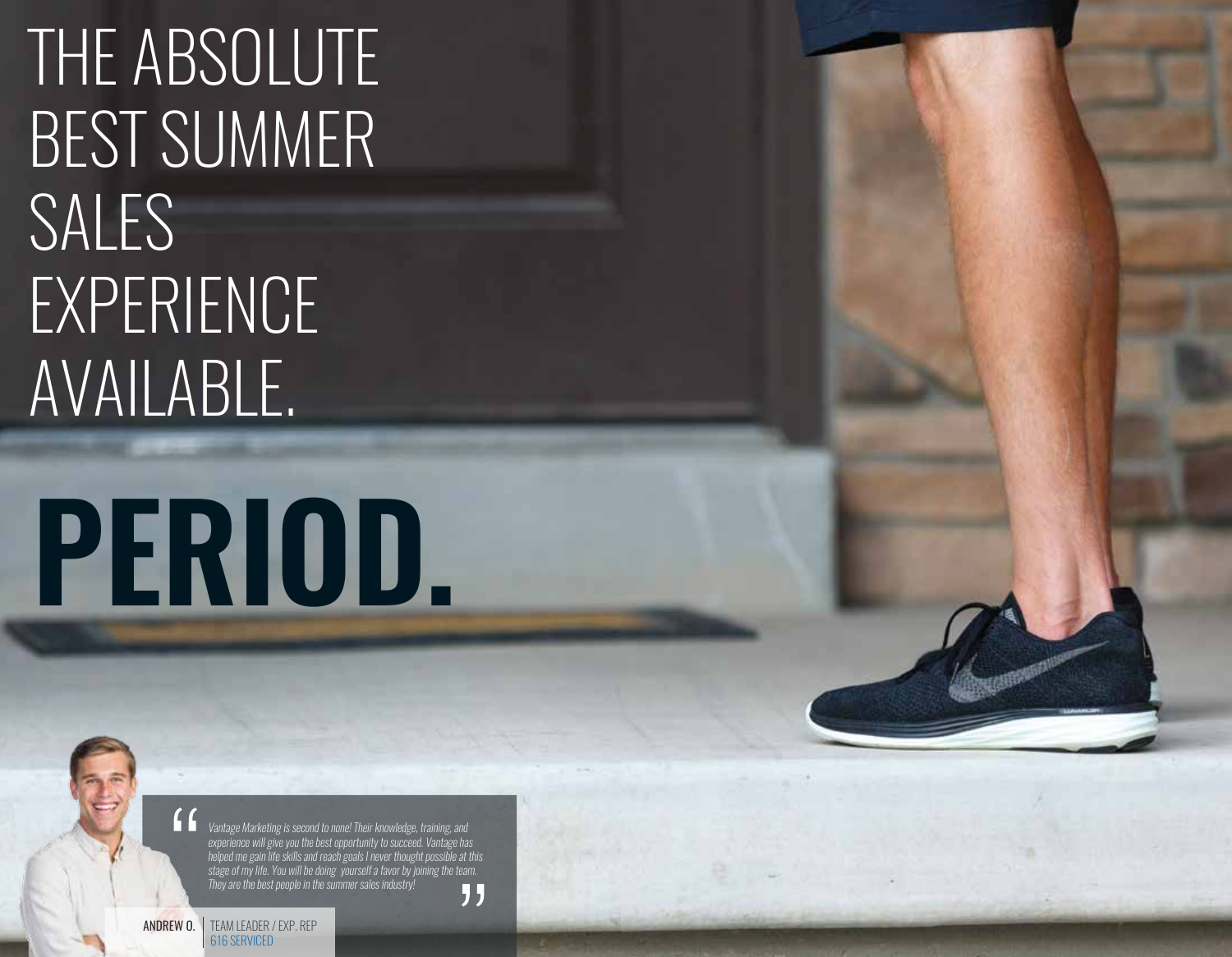# THE ABSOLUTE BEST SUMMER SALES EXPERIENCE AVAILABLE.

# PERIOD.

> *Vantage Marketing is second to none! Their knowledge, training, and experience will give you the best opportunity to succeed. Vantage has helped me gain life skills and reach goals I never thought possible at this stage of my life. You will be doing yourself a favor by joining the team. They are the best people in the summer sales industry!*

**ANDREW O.** | TEAM LEADER / EXP. REP
616 SERVICED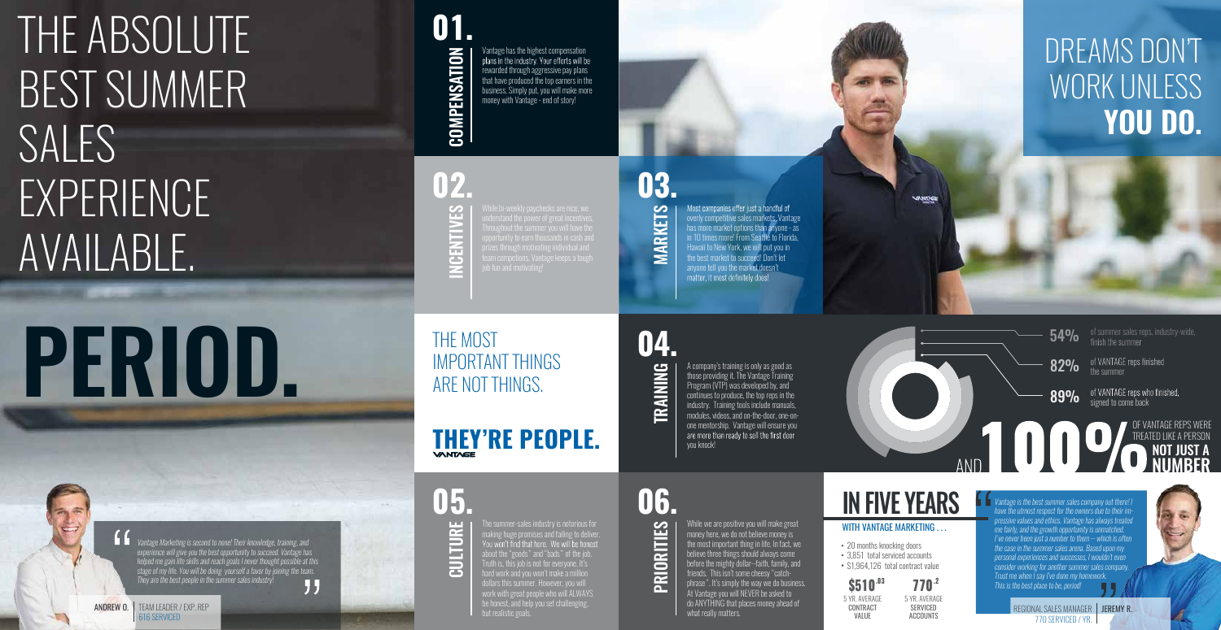# THE ABSOLUTE BEST SUMMER SALES EXPERIENCE AVAILABLE.

# PERIOD.

## 01. COMPENSATION

Vantage has the highest compensation plans in the industry. Your efforts will be rewarded through aggressive pay plans that have produced the top earners in the business. Simply put, you will make more money with Vantage - end of story!

## 02. INCENTIVES

While bi-weekly paychecks are nice, we understand the power of great incentives. Throughout the summer you will have the opportunity to earn thousands in cash and prizes through motivating individual and team competitions. Vantage keeps a tough job fun and motivating!

## 03. MARKETS

Most companies offer just a handful of overly competitive sales markets. Vantage has more market options than anyone - as in 10 times more! From Seattle to Florida, Hawaii to New York, we will put you in the best market to succeed! Don't let anyone tell you the market doesn't matter, it most definitely does!

# DREAMS DON'T WORK UNLESS **YOU DO.**

THE MOST IMPORTANT THINGS ARE NOT THINGS.

**THEY'RE PEOPLE.**

VANTAGE

## 04. TRAINING

A company's training is only as good as those providing it. The Vantage Training Program (VTP) was developed by, and continues to produce, the top reps in the industry. Training tools include manuals, modules, videos, and on-the-door, one-on-one mentorship. Vantage will ensure you are more than ready to sell the first door you knock!

**54%** of summer sales reps, industry-wide, finish the summer

**82%** of VANTAGE reps finished the summer

**89%** of VANTAGE reps who finished, signed to come back

AND **100%** OF VANTAGE REPS WERE TREATED LIKE A PERSON **NOT JUST A NUMBER**

> *"Vantage Marketing is second to none! Their knowledge, training, and experience will give you the best opportunity to succeed. Vantage has helped me gain life skills and reach goals I never thought possible at this stage of my life. You will be doing yourself a favor by joining the team. They are the best people in the summer sales industry!"*

ANDREW O. | TEAM LEADER / EXP. REP
616 SERVICED

## 05. CULTURE

The summer-sales industry is notorious for making huge promises and failing to deliver. You won't find that here. We will be honest about the "goods" and "bads" of the job. Truth is, this job is not for everyone. It's hard work and you won't make a million dollars this summer. However, you will work with great people who will ALWAYS be honest, and help you set challenging, but realistic goals.

## 06. PRIORITIES

While we are positive you will make great money here, we do not believe money is the most important thing in life. In fact, we believe three things should always come before the mighty dollar--faith, family, and friends. This isn't some cheesy "catch-phrase". It's simply the way we do business. At Vantage you will NEVER be asked to do ANYTHING that places money ahead of what really matters.

# IN FIVE YEARS

WITH VANTAGE MARKETING . . .

- 20 months knocking doors
- 3,851 total serviced accounts
- $1,964,126 total contract value

**$510.03** 5 YR. AVERAGE CONTRACT VALUE

**770.2** 5 YR. AVERAGE SERVICED ACCOUNTS

> *"Vantage is the best summer sales company out there! I have the utmost respect for the owners due to their impressive values and ethics. Vantage has always treated me fairly, and the growth opportunity is unmatched. I've never been just a number to them -- which is often the case in the summer sales arena. Based upon my personal experiences and successes, I wouldn't even consider working for another summer sales company. Trust me when I say I've done my homework. This is the best place to be, period!"*

REGIONAL SALES MANAGER | JEREMY R.
770 SERVICED / YR.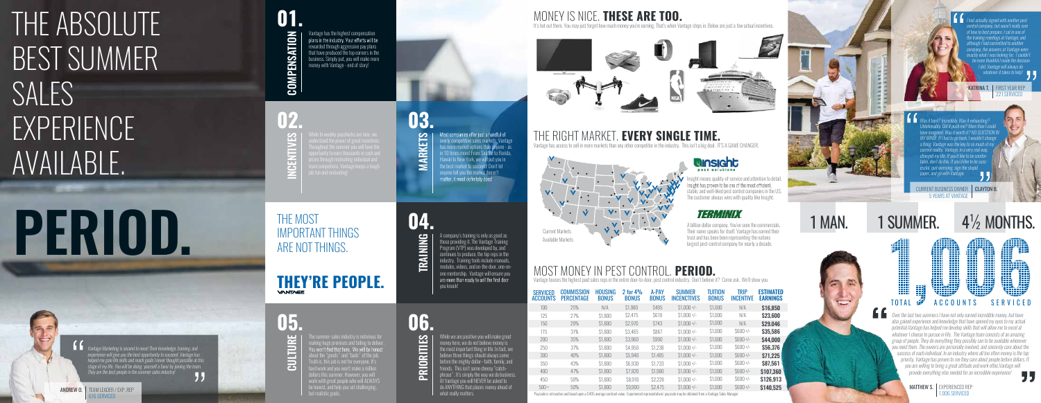# THE ABSOLUTE BEST SUMMER SALES EXPERIENCE AVAILABLE.

# PERIOD.

## 01. COMPENSATION

Vantage has the highest compensation plans in the industry. Your efforts will be rewarded through aggressive pay plans that have produced the top earners in the business. Simply put, you will make more money with Vantage - end of story!

## 02. INCENTIVES

While bi-weekly paychecks are nice, we understand the power of great incentives. Throughout the summer you will have the opportunity to earn thousands in cash and prizes through motivating individual and team competitions. Vantage keeps a tough job fun and motivating!

## 03. MARKETS

Most companies offer just a handful of overly competitive sales markets. Vantage has more market options than anyone - as in 10 times more! From Seattle to Florida, Hawaii to New York, we will put you in the best market to succeed! Don't let anyone tell you the market doesn't matter, it most definitely does!

## THE MOST IMPORTANT THINGS ARE NOT THINGS.

## THEY'RE PEOPLE.

VANTAGE

## 04. TRAINING

A company's training is only as good as those providing it. The Vantage Training Program (VTP) was developed by, and continues to produce, the top reps in the industry. Training tools include manuals, modules, videos, and on-the-door, one-on-one mentorship. Vantage will ensure you are more than ready to sell the first door you knock!

## 05. CULTURE

The summer-sales industry is notorious for making huge promises and failing to deliver. You won't find that here. We will be honest about the "goods" and "bads" of the job. Truth is, this job is not for everyone. It's hard work and you won't make a million dollars this summer. However, you will work with great people who will ALWAYS be honest, and help you set challenging, but realistic goals.

## 06. PRIORITIES

While we are positive you will make great money here, we do not believe money is the most important thing in life. In fact, we believe three things should always come before the mighty dollar—faith, family, and friends. This isn't some cheesy "catch-phrase". It's simply the way we do business. At Vantage you will NEVER be asked to do ANYTHING that places money ahead of what really matters.

*"Vantage Marketing is second to none! Their knowledge, training, and experience will give you the best opportunity to succeed. Vantage has helped me gain life skills and reach goals I never thought possible at this stage of my life. You will be doing yourself a favor by joining the team. They are the best people in the summer sales industry!"*

ANDREW O. | TEAM LEADER / EXP. REP | 616 SERVICED

## MONEY IS NICE. **THESE ARE TOO.**

It's not out there. You may just forget how much money you're earning. That's when Vantage steps in. Below are just a few actual incentives.

## THE RIGHT MARKET. **EVERY SINGLE TIME.**

Vantage has access to sell in more markets than any other competitor in the industry. This isn't a big deal. IT'S A GAME CHANGER.

Current Markets
Available Markets

**Insight** pest solutions

Insight means quality-of-service and attention to detail. Insight has proven to be one of the most efficient, stable, and well-liked pest control companies in the US. The customer always wins with quality like Insight.

**TERMINIX**

A billion dollar company. You've seen the commercials. Their name speaks for itself. Vantage has earned their trust and has been been representing the nations largest pest-control company for nearly a decade.

## MOST MONEY IN PEST CONTROL. **PERIOD.**

Vantage houses the highest paid sales reps in the entire door-to-door, pest control industry. Don't believe it? Come ask. We'll show you.

| SERVICED ACCOUNTS | COMMISSION PERCENTAGE | HOUSING BONUS | 2 for 4% BONUS | A-PAY BONUS | SUMMER INCENTIVES | TUITION BONUS | TRIP INCENTIVE | ESTIMATED EARNINGS |
|---|---|---|---|---|---|---|---|---|
| 100 | 25% | N/A | $1,980 | $495 | $1,000 +/- | $1,000 | N/A | $16,850 |
| 125 | 27% | $1,800 | $2,475 | $619 | $1,000 +/- | $1,000 | N/A | $23,600 |
| 150 | 29% | $1,800 | $2,970 | $743 | $1,000 +/- | $1,000 | N/A | $29,046 |
| 175 | 31% | $1,800 | $3,465 | $867 | $1,000 +/- | $1,000 | $600 +/- | $35,586 |
| 200 | 35% | $1,800 | $3,960 | $990 | $1,000 +/- | $1,000 | $600 +/- | $44,000 |
| 250 | 37% | $1,800 | $4,950 | $1,238 | $1,000 +/- | $1,000 | $600 +/- | $56,376 |
| 300 | 40% | $1,800 | $5,940 | $1,485 | $1,000 +/- | $1,000 | $600 +/- | $71,225 |
| 350 | 43% | $1,800 | $6,930 | $1,733 | $1,000 +/- | $1,000 | $600 +/- | $87,561 |
| 400 | 47% | $1,800 | $7,920 | $1,980 | $1,000 +/- | $1,000 | $600 +/- | $107,360 |
| 450 | 50% | $1,800 | $8,910 | $2,228 | $1,000 +/- | $1,000 | $600 +/- | $126,913 |
| 500+ | 50% | $1,800 | $9,900 | $2,475 | $1,000 +/- | $1,000 | $600 +/- | $140,525 |

Payscale is retroactive and based upon a $495 average contract value. Experienced representatives' payscale maybe obtained from a Vantage Sales Manager

*"I had actually signed with another pest control company, but wasn't really sure of how to best prepare. I sat in one of the training meetings at Vantage, and although I had committed to another company, the answers at Vantage were exactly what I was looking for. I couldn't be more thankful I made the decision I did. Vantage will always do whatever it takes to help!"*

KATRINA T. | FIRST YEAR REP | 221 SERVICED

*"Was it hard? Incredibly. Was it exhausting? Undeniably. Did it push me? More than I could have imagined. Was it worth it? NO QUESTION IN MY MIND. If I had to go back, I wouldn't change a thing. Vantage was the key to so much of my current reality. Vantage, in a very real way, changed my life. If you'd like to be comfortable, don't do this. If you'd like to be successful, quit worrying, sign the stupid paper, and go with Vantage."*

CURRENT BUSINESS OWNER | CLAYTON B. | 5 YEARS AT VANTAGE

## 1 MAN. 1 SUMMER. 4½ MONTHS.

# 1,006

TOTAL ACCOUNTS SERVICED

*"Over the last two summers I have not only earned incredible money, but have also gained experience and knowledge that have opened my eyes to my actual potential. Vantage helped me develop skills that will allow me to excel at whatever I choose to pursue in life. The Vantage team consists of an amazing group of people. They do everything they possibly can to be available whenever you need them. The owners are personally involved, and sincerely care about the success of each individual. In an industry where all too often money is the top priority, Vantage has proven to me they care about people before dollars. If you are willing to bring a great attitude and work ethic, Vantage will provide everything else needed for an incredible experience!"*

MATTHEW S. | EXPERIENCED REP | 1,006 SERVICED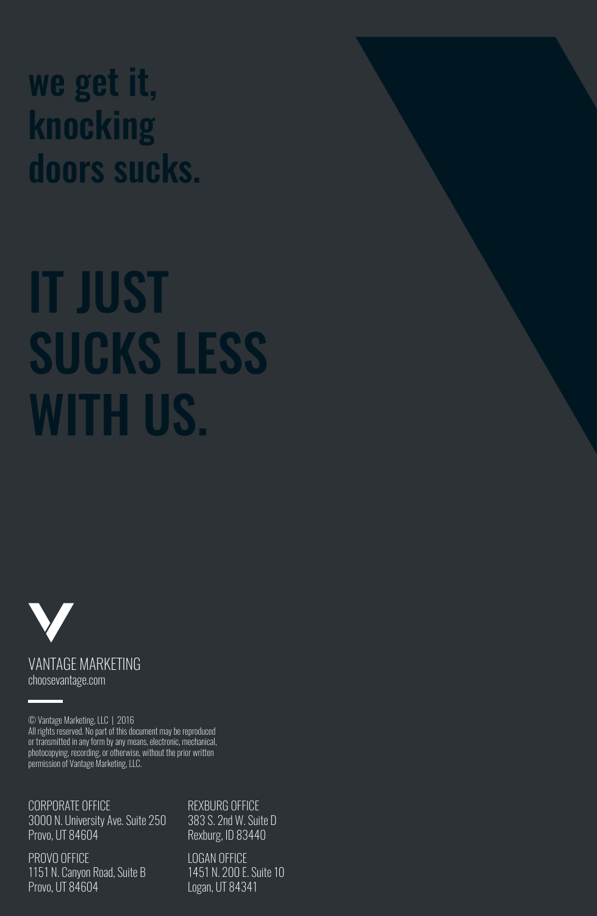# we get it, knocking doors sucks.

# IT JUST SUCKS LESS WITH US.

VANTAGE MARKETING
choosevantage.com

© Vantage Marketing, LLC | 2016
All rights reserved. No part of this document may be reproduced or transmitted in any form by any means, electronic, mechanical, photocopying, recording, or otherwise, without the prior written permission of Vantage Marketing, LLC.

CORPORATE OFFICE
3000 N. University Ave. Suite 250
Provo, UT 84604

PROVO OFFICE
1151 N. Canyon Road, Suite B
Provo, UT 84604

REXBURG OFFICE
383 S. 2nd W. Suite D
Rexburg, ID 83440

LOGAN OFFICE
1451 N. 200 E. Suite 10
Logan, UT 84341